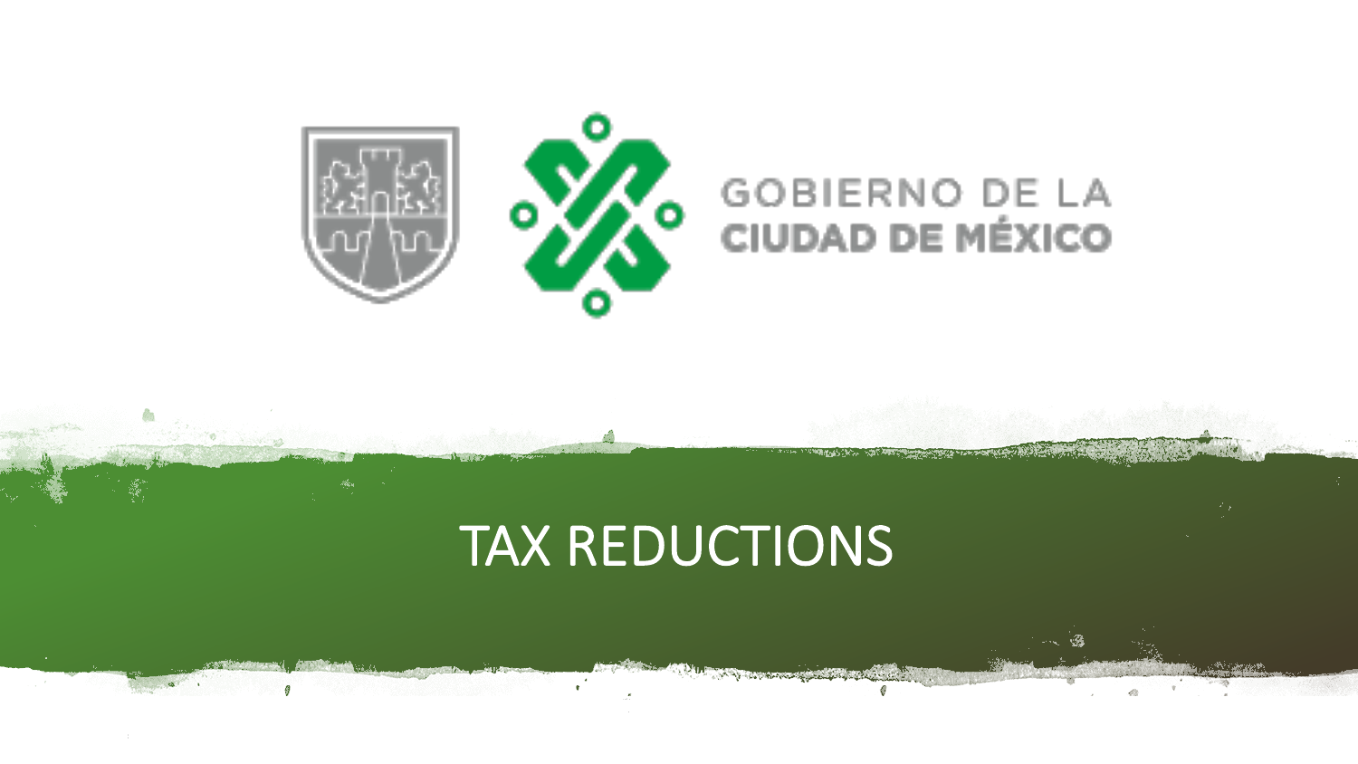GOBIERNO DE LA CIUDAD DE MÉXICO

# TAX REDUCTIONS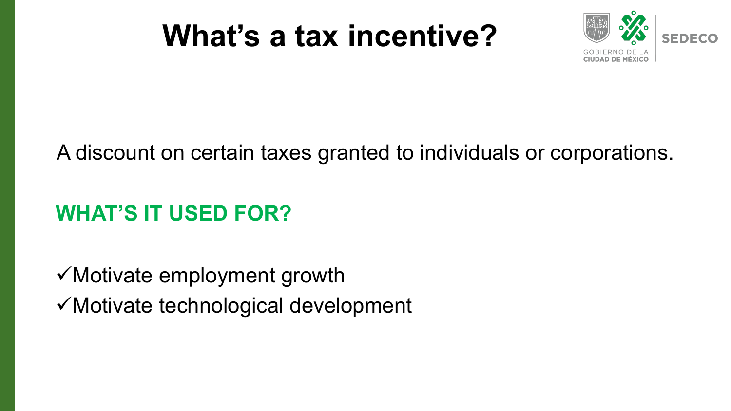# What's a tax incentive?

A discount on certain taxes granted to individuals or corporations.

## WHAT'S IT USED FOR?

✓Motivate employment growth
✓Motivate technological development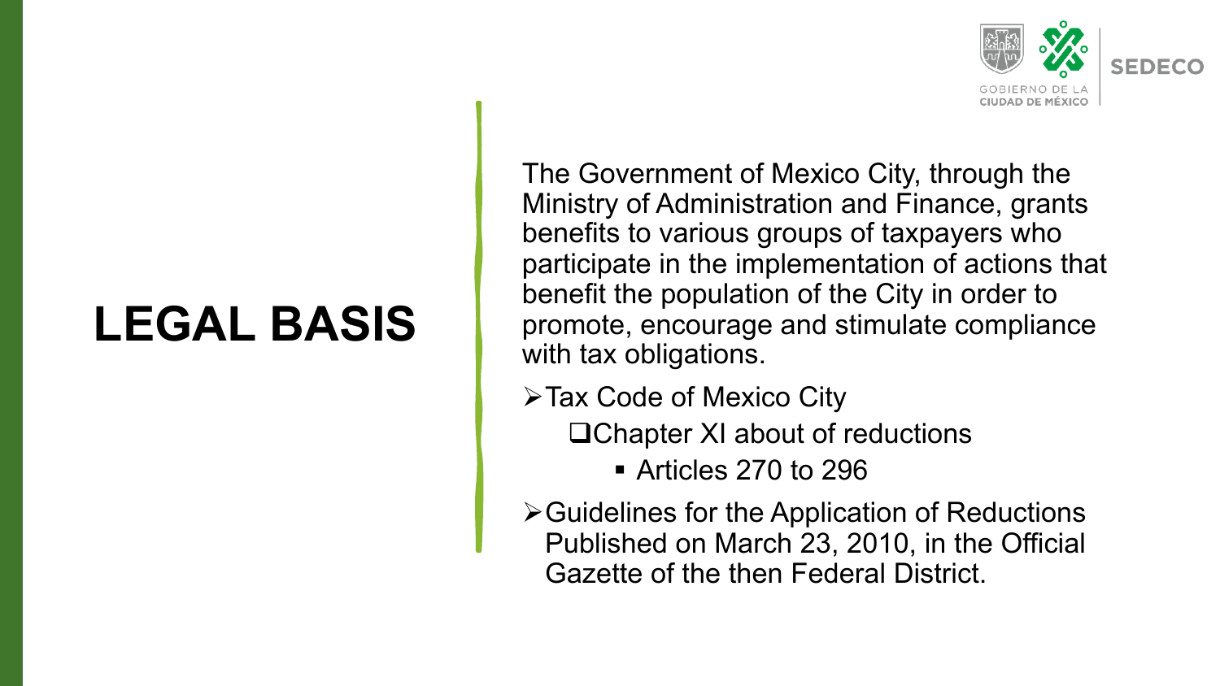# LEGAL BASIS

The Government of Mexico City, through the Ministry of Administration and Finance, grants benefits to various groups of taxpayers who participate in the implementation of actions that benefit the population of the City in order to promote, encourage and stimulate compliance with tax obligations.

- Tax Code of Mexico City
  - Chapter XI about of reductions
    - Articles 270 to 296
- Guidelines for the Application of Reductions Published on March 23, 2010, in the Official Gazette of the then Federal District.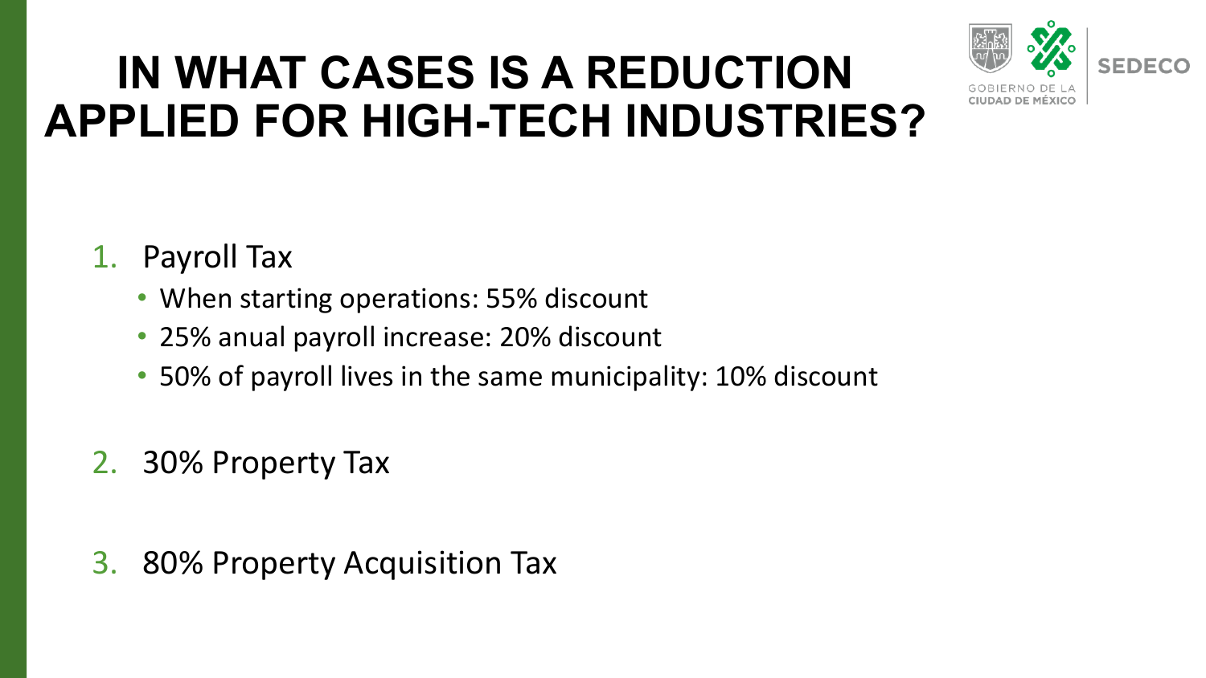# IN WHAT CASES IS A REDUCTION APPLIED FOR HIGH-TECH INDUSTRIES?

1. Payroll Tax
   - When starting operations: 55% discount
   - 25% anual payroll increase: 20% discount
   - 50% of payroll lives in the same municipality: 10% discount

2. 30% Property Tax

3. 80% Property Acquisition Tax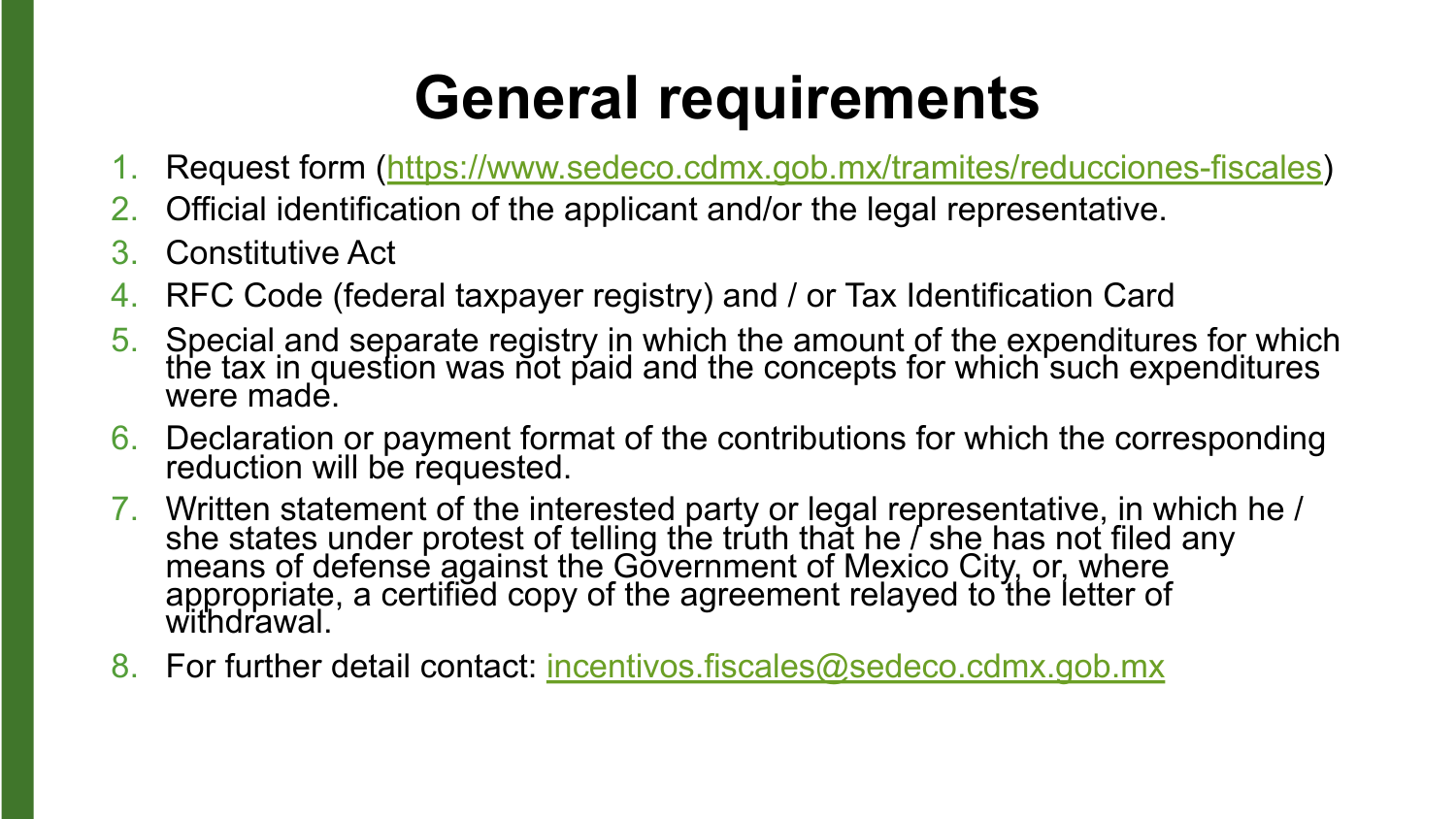# General requirements

1. Request form (https://www.sedeco.cdmx.gob.mx/tramites/reducciones-fiscales)
2. Official identification of the applicant and/or the legal representative.
3. Constitutive Act
4. RFC Code (federal taxpayer registry) and / or Tax Identification Card
5. Special and separate registry in which the amount of the expenditures for which the tax in question was not paid and the concepts for which such expenditures were made.
6. Declaration or payment format of the contributions for which the corresponding reduction will be requested.
7. Written statement of the interested party or legal representative, in which he / she states under protest of telling the truth that he / she has not filed any means of defense against the Government of Mexico City, or, where appropriate, a certified copy of the agreement relayed to the letter of withdrawal.
8. For further detail contact: incentivos.fiscales@sedeco.cdmx.gob.mx